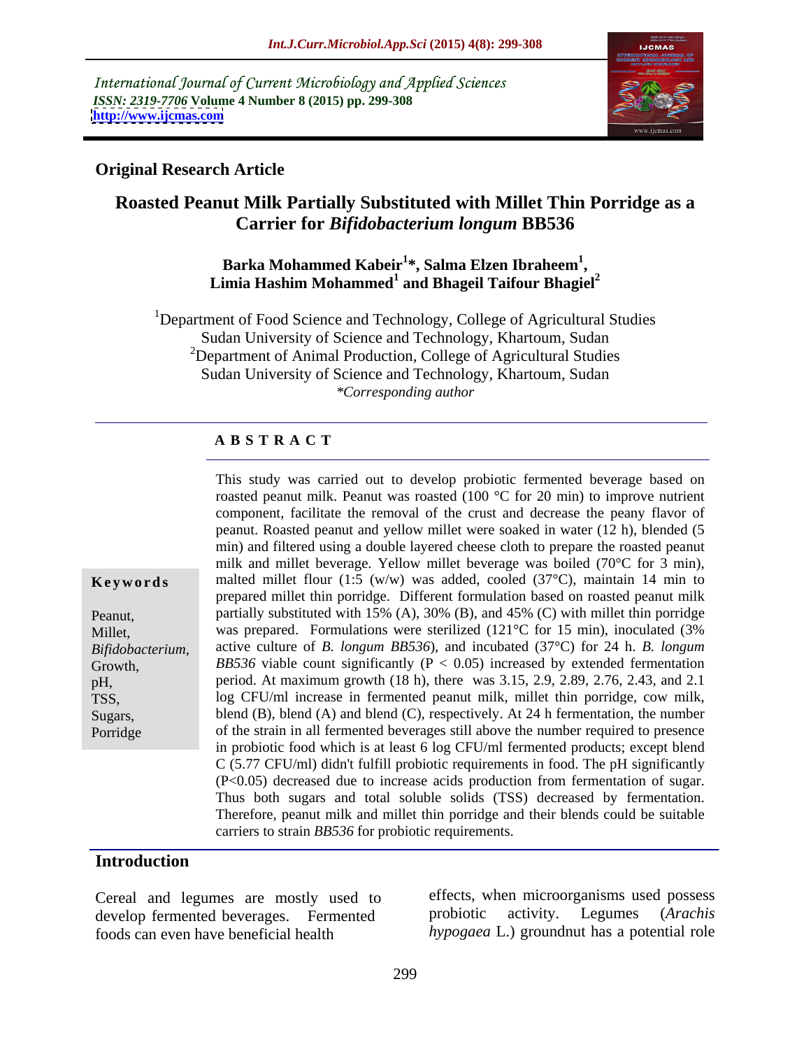*International Journal of Current Microbiology and Applied Sciences*
*ISSN: 2319-7706* **Volume 4 Number 8 (2015) pp. 299-308**
**http://www.ijcmas.com**

**Original Research Article**

# Roasted Peanut Milk Partially Substituted with Millet Thin Porridge as a Carrier for *Bifidobacterium longum* BB536

**Barka Mohammed Kabeir[1]\*, Salma Elzen Ibraheem[1], Limia Hashim Mohammed[1] and Bhageil Taifour Bhagiel[2]**

[1]Department of Food Science and Technology, College of Agricultural Studies
Sudan University of Science and Technology, Khartoum, Sudan
[2]Department of Animal Production, College of Agricultural Studies
Sudan University of Science and Technology, Khartoum, Sudan
*\*Corresponding author*

## ABSTRACT

**Keywords**

Peanut,
Millet,
*Bifidobacterium*,
Growth,
pH,
TSS,
Sugars,
Porridge

This study was carried out to develop probiotic fermented beverage based on roasted peanut milk. Peanut was roasted (100 °C for 20 min) to improve nutrient component, facilitate the removal of the crust and decrease the peany flavor of peanut. Roasted peanut and yellow millet were soaked in water (12 h), blended (5 min) and filtered using a double layered cheese cloth to prepare the roasted peanut milk and millet beverage. Yellow millet beverage was boiled (70°C for 3 min), malted millet flour (1:5 (w/w) was added, cooled (37°C), maintain 14 min to prepared millet thin porridge. Different formulation based on roasted peanut milk partially substituted with 15% (A), 30% (B), and 45% (C) with millet thin porridge was prepared. Formulations were sterilized (121°C for 15 min), inoculated (3% active culture of *B. longum BB536*), and incubated (37°C) for 24 h. *B. longum BB536* viable count significantly ($P < 0.05$) increased by extended fermentation period. At maximum growth (18 h), there was 3.15, 2.9, 2.89, 2.76, 2.43, and 2.1 log CFU/ml increase in fermented peanut milk, millet thin porridge, cow milk, blend (B), blend (A) and blend (C), respectively. At 24 h fermentation, the number of the strain in all fermented beverages still above the number required to presence in probiotic food which is at least 6 log CFU/ml fermented products; except blend C (5.77 CFU/ml) didn't fulfill probiotic requirements in food. The pH significantly ($P<0.05$) decreased due to increase acids production from fermentation of sugar. Thus both sugars and total soluble solids (TSS) decreased by fermentation. Therefore, peanut milk and millet thin porridge and their blends could be suitable carriers to strain *BB536* for probiotic requirements.

## Introduction

Cereal and legumes are mostly used to develop fermented beverages. Fermented foods can even have beneficial health effects, when microorganisms used possess probiotic activity. Legumes (*Arachis hypogaea* L.) groundnut has a potential role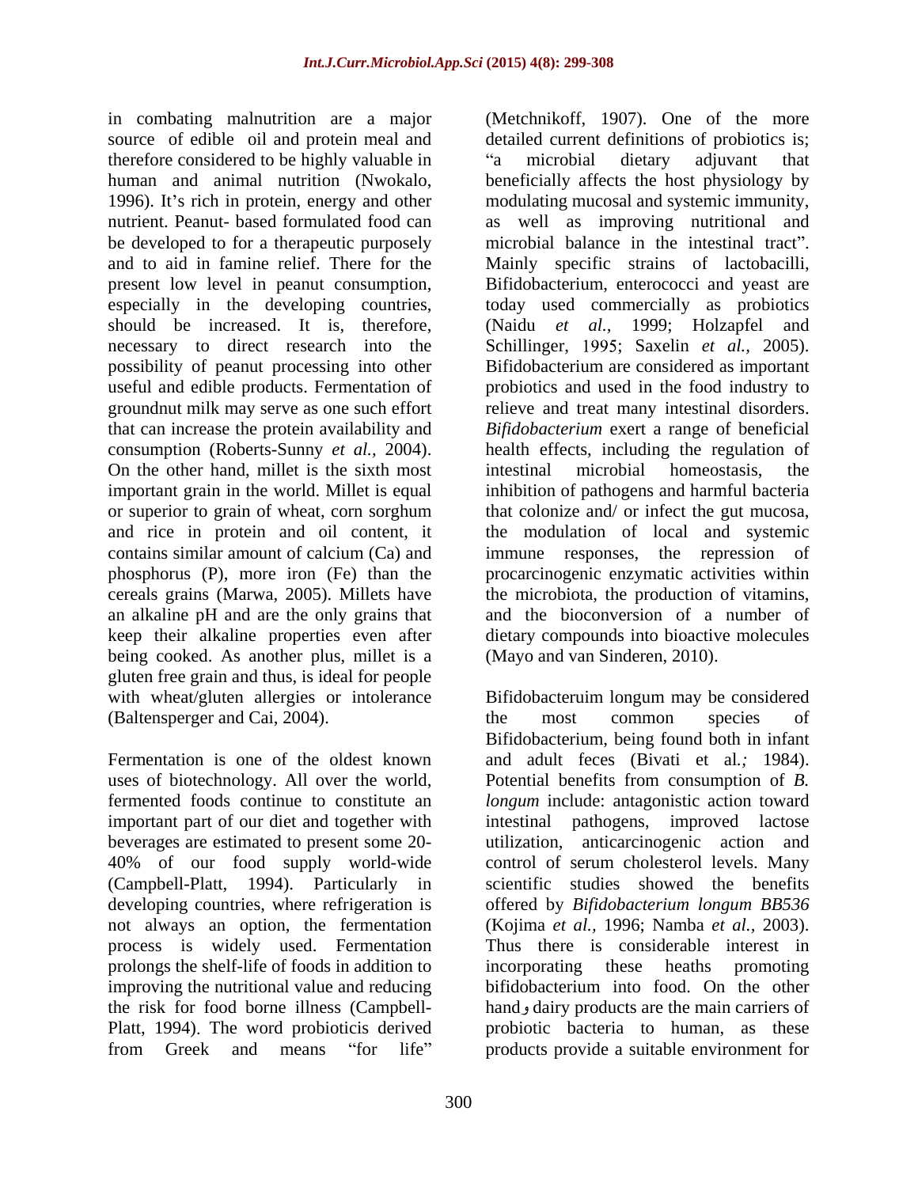in combating malnutrition are a major source of edible oil and protein meal and therefore considered to be highly valuable in human and animal nutrition (Nwokalo, 1996). It's rich in protein, energy and other nutrient. Peanut- based formulated food can be developed to for a therapeutic purposely and to aid in famine relief. There for the present low level in peanut consumption, especially in the developing countries, should be increased. It is, therefore, necessary to direct research into the possibility of peanut processing into other useful and edible products. Fermentation of groundnut milk may serve as one such effort that can increase the protein availability and consumption (Roberts-Sunny *et al.,* 2004). On the other hand, millet is the sixth most important grain in the world. Millet is equal or superior to grain of wheat, corn sorghum and rice in protein and oil content, it contains similar amount of calcium (Ca) and phosphorus (P), more iron (Fe) than the cereals grains (Marwa, 2005). Millets have an alkaline pH and are the only grains that keep their alkaline properties even after being cooked. As another plus, millet is a gluten free grain and thus, is ideal for people with wheat/gluten allergies or intolerance (Baltensperger and Cai, 2004).

Fermentation is one of the oldest known uses of biotechnology. All over the world, fermented foods continue to constitute an important part of our diet and together with beverages are estimated to present some 20-40% of our food supply world-wide (Campbell-Platt, 1994). Particularly in developing countries, where refrigeration is not always an option, the fermentation process is widely used. Fermentation prolongs the shelf-life of foods in addition to improving the nutritional value and reducing the risk for food borne illness (Campbell-Platt, 1994). The word probioticis derived from Greek and means "for life" (Metchnikoff, 1907). One of the more detailed current definitions of probiotics is; "a microbial dietary adjuvant that beneficially affects the host physiology by modulating mucosal and systemic immunity, as well as improving nutritional and microbial balance in the intestinal tract". Mainly specific strains of lactobacilli, Bifidobacterium, enterococci and yeast are today used commercially as probiotics (Naidu *et al.,* 1999; Holzapfel and Schillinger, 1995; Saxelin *et al.,* 2005). Bifidobacterium are considered as important probiotics and used in the food industry to relieve and treat many intestinal disorders. *Bifidobacterium* exert a range of beneficial health effects, including the regulation of intestinal microbial homeostasis, the inhibition of pathogens and harmful bacteria that colonize and/ or infect the gut mucosa, the modulation of local and systemic immune responses, the repression of procarcinogenic enzymatic activities within the microbiota, the production of vitamins, and the bioconversion of a number of dietary compounds into bioactive molecules (Mayo and van Sinderen, 2010).

Bifidobacteruim longum may be considered the most common species of Bifidobacterium, being found both in infant and adult feces (Bivati et al*.;* 1984). Potential benefits from consumption of *B. longum* include: antagonistic action toward intestinal pathogens, improved lactose utilization, anticarcinogenic action and control of serum cholesterol levels. Many scientific studies showed the benefits offered by *Bifidobacterium longum BB536* (Kojima *et al.,* 1996; Namba *et al.,* 2003). Thus there is considerable interest in incorporating these heaths promoting bifidobacterium into food. On the other handو dairy products are the main carriers of probiotic bacteria to human, as these products provide a suitable environment for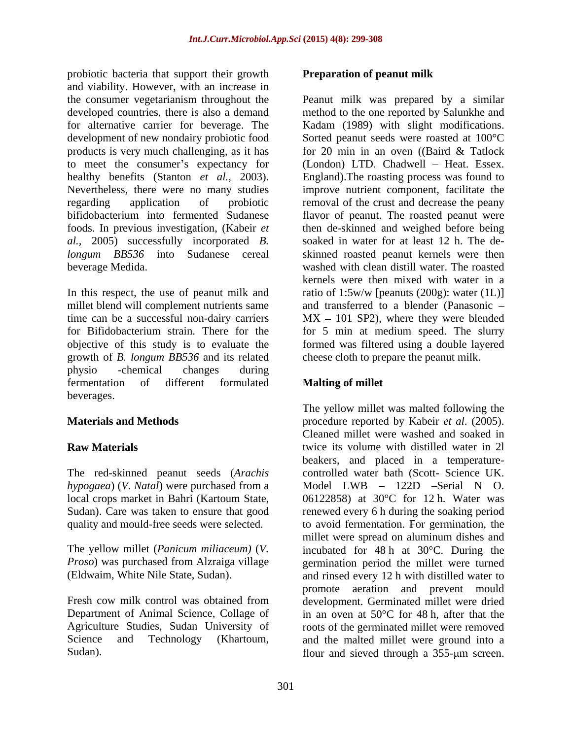probiotic bacteria that support their growth and viability. However, with an increase in the consumer vegetarianism throughout the developed countries, there is also a demand for alternative carrier for beverage. The development of new nondairy probiotic food products is very much challenging, as it has to meet the consumer's expectancy for healthy benefits (Stanton *et al.*, 2003). Nevertheless, there were no many studies regarding application of probiotic bifidobacterium into fermented Sudanese foods. In previous investigation, (Kabeir *et al.*, 2005) successfully incorporated *B. longum BB536* into Sudanese cereal beverage Medida.

In this respect, the use of peanut milk and millet blend will complement nutrients same time can be a successful non-dairy carriers for Bifidobacterium strain. There for the objective of this study is to evaluate the growth of *B. longum BB536* and its related physio -chemical changes during fermentation of different formulated beverages.

## Materials and Methods

### Raw Materials

The red-skinned peanut seeds (*Arachis hypogaea*) (*V. Natal*) were purchased from a local crops market in Bahri (Kartoum State, Sudan). Care was taken to ensure that good quality and mould-free seeds were selected.

The yellow millet (*Panicum miliaceum)* (*V. Proso*) was purchased from Alzraiga village (Eldwaim, White Nile State, Sudan).

Fresh cow milk control was obtained from Department of Animal Science, Collage of Agriculture Studies, Sudan University of Science and Technology (Khartoum, Sudan).

### Preparation of peanut milk

Peanut milk was prepared by a similar method to the one reported by Salunkhe and Kadam (1989) with slight modifications. Sorted peanut seeds were roasted at 100°C for 20 min in an oven ((Baird & Tatlock (London) LTD. Chadwell – Heat. Essex. England).The roasting process was found to improve nutrient component, facilitate the removal of the crust and decrease the peany flavor of peanut. The roasted peanut were then de-skinned and weighed before being soaked in water for at least 12 h. The de-skinned roasted peanut kernels were then washed with clean distill water. The roasted kernels were then mixed with water in a ratio of 1:5w/w [peanuts (200g): water (1L)] and transferred to a blender (Panasonic – MX – 101 SP2), where they were blended for 5 min at medium speed. The slurry formed was filtered using a double layered cheese cloth to prepare the peanut milk.

### Malting of millet

The yellow millet was malted following the procedure reported by Kabeir *et al*. (2005). Cleaned millet were washed and soaked in twice its volume with distilled water in 2l beakers, and placed in a temperature-controlled water bath (Scott- Science UK. Model LWB – 122D –Serial N O. 06122858) at 30°C for 12 h. Water was renewed every 6 h during the soaking period to avoid fermentation. For germination, the millet were spread on aluminum dishes and incubated for 48 h at 30°C. During the germination period the millet were turned and rinsed every 12 h with distilled water to promote aeration and prevent mould development. Germinated millet were dried in an oven at 50°C for 48 h, after that the roots of the germinated millet were removed and the malted millet were ground into a flour and sieved through a 355-μm screen.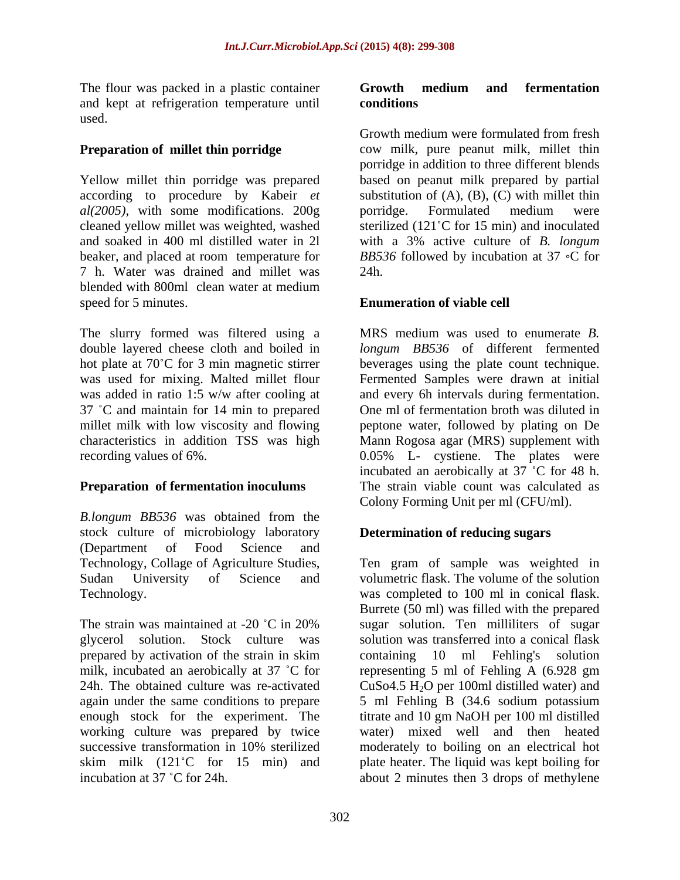The flour was packed in a plastic container and kept at refrigeration temperature until used.

**Preparation of millet thin porridge**

Yellow millet thin porridge was prepared according to procedure by Kabeir *et al(2005)*, with some modifications. 200g cleaned yellow millet was weighted, washed and soaked in 400 ml distilled water in 2l beaker, and placed at room temperature for 7 h. Water was drained and millet was blended with 800ml clean water at medium speed for 5 minutes.

The slurry formed was filtered using a double layered cheese cloth and boiled in hot plate at 70˚C for 3 min magnetic stirrer was used for mixing. Malted millet flour was added in ratio 1:5 w/w after cooling at 37 ˚C and maintain for 14 min to prepared millet milk with low viscosity and flowing characteristics in addition TSS was high recording values of 6%.

**Preparation of fermentation inoculums**

*B.longum BB536* was obtained from the stock culture of microbiology laboratory (Department of Food Science and Technology, Collage of Agriculture Studies, Sudan University of Science and Technology.

The strain was maintained at -20 ˚C in 20% glycerol solution. Stock culture was prepared by activation of the strain in skim milk, incubated an aerobically at 37 ˚C for 24h. The obtained culture was re-activated again under the same conditions to prepare enough stock for the experiment. The working culture was prepared by twice successive transformation in 10% sterilized skim milk (121˚C for 15 min) and incubation at 37 ˚C for 24h.

**Growth medium and fermentation conditions**

Growth medium were formulated from fresh cow milk, pure peanut milk, millet thin porridge in addition to three different blends based on peanut milk prepared by partial substitution of (A), (B), (C) with millet thin porridge. Formulated medium were sterilized (121˚C for 15 min) and inoculated with a 3% active culture of *B. longum BB536* followed by incubation at 37 ◦C for 24h.

**Enumeration of viable cell**

MRS medium was used to enumerate *B. longum BB536* of different fermented beverages using the plate count technique. Fermented Samples were drawn at initial and every 6h intervals during fermentation. One ml of fermentation broth was diluted in peptone water, followed by plating on De Mann Rogosa agar (MRS) supplement with 0.05% L- cystiene. The plates were incubated an aerobically at 37 ˚C for 48 h. The strain viable count was calculated as Colony Forming Unit per ml (CFU/ml).

**Determination of reducing sugars**

Ten gram of sample was weighted in volumetric flask. The volume of the solution was completed to 100 ml in conical flask. Burrete (50 ml) was filled with the prepared sugar solution. Ten milliliters of sugar solution was transferred into a conical flask containing 10 ml Fehling's solution representing 5 ml of Fehling A (6.928 gm $CuSo4.5\ H_2O$ per 100ml distilled water) and 5 ml Fehling B (34.6 sodium potassium titrate and 10 gm NaOH per 100 ml distilled water) mixed well and then heated moderately to boiling on an electrical hot plate heater. The liquid was kept boiling for about 2 minutes then 3 drops of methylene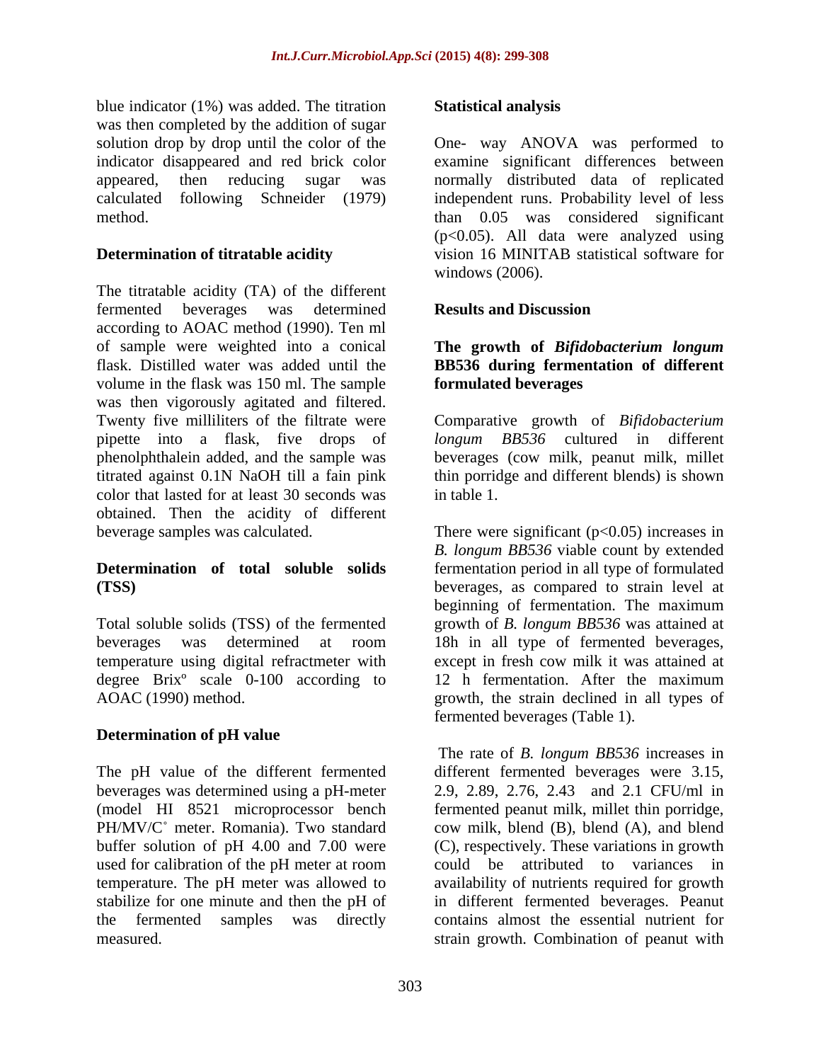blue indicator (1%) was added. The titration was then completed by the addition of sugar solution drop by drop until the color of the indicator disappeared and red brick color appeared, then reducing sugar was calculated following Schneider (1979) method.

### Determination of titratable acidity

The titratable acidity (TA) of the different fermented beverages was determined according to AOAC method (1990). Ten ml of sample were weighted into a conical flask. Distilled water was added until the volume in the flask was 150 ml. The sample was then vigorously agitated and filtered. Twenty five milliliters of the filtrate were pipette into a flask, five drops of phenolphthalein added, and the sample was titrated against 0.1N NaOH till a fain pink color that lasted for at least 30 seconds was obtained. Then the acidity of different beverage samples was calculated.

### Determination of total soluble solids (TSS)

Total soluble solids (TSS) of the fermented beverages was determined at room temperature using digital refractmeter with degree Brixº scale 0-100 according to AOAC (1990) method.

### Determination of pH value

The pH value of the different fermented beverages was determined using a pH-meter (model HI 8521 microprocessor bench PH/MV/C˚ meter. Romania). Two standard buffer solution of pH 4.00 and 7.00 were used for calibration of the pH meter at room temperature. The pH meter was allowed to stabilize for one minute and then the pH of the fermented samples was directly measured.

### Statistical analysis

One- way ANOVA was performed to examine significant differences between normally distributed data of replicated independent runs. Probability level of less than 0.05 was considered significant ($p<0.05$). All data were analyzed using vision 16 MINITAB statistical software for windows (2006).

## Results and Discussion

### The growth of *Bifidobacterium longum* BB536 during fermentation of different formulated beverages

Comparative growth of *Bifidobacterium longum BB536* cultured in different beverages (cow milk, peanut milk, millet thin porridge and different blends) is shown in table 1.

There were significant ($p<0.05$) increases in *B. longum BB536* viable count by extended fermentation period in all type of formulated beverages, as compared to strain level at beginning of fermentation. The maximum growth of *B. longum BB536* was attained at 18h in all type of fermented beverages, except in fresh cow milk it was attained at 12 h fermentation. After the maximum growth, the strain declined in all types of fermented beverages (Table 1).

The rate of *B. longum BB536* increases in different fermented beverages were 3.15, 2.9, 2.89, 2.76, 2.43 and 2.1 CFU/ml in fermented peanut milk, millet thin porridge, cow milk, blend (B), blend (A), and blend (C), respectively. These variations in growth could be attributed to variances in availability of nutrients required for growth in different fermented beverages. Peanut contains almost the essential nutrient for strain growth. Combination of peanut with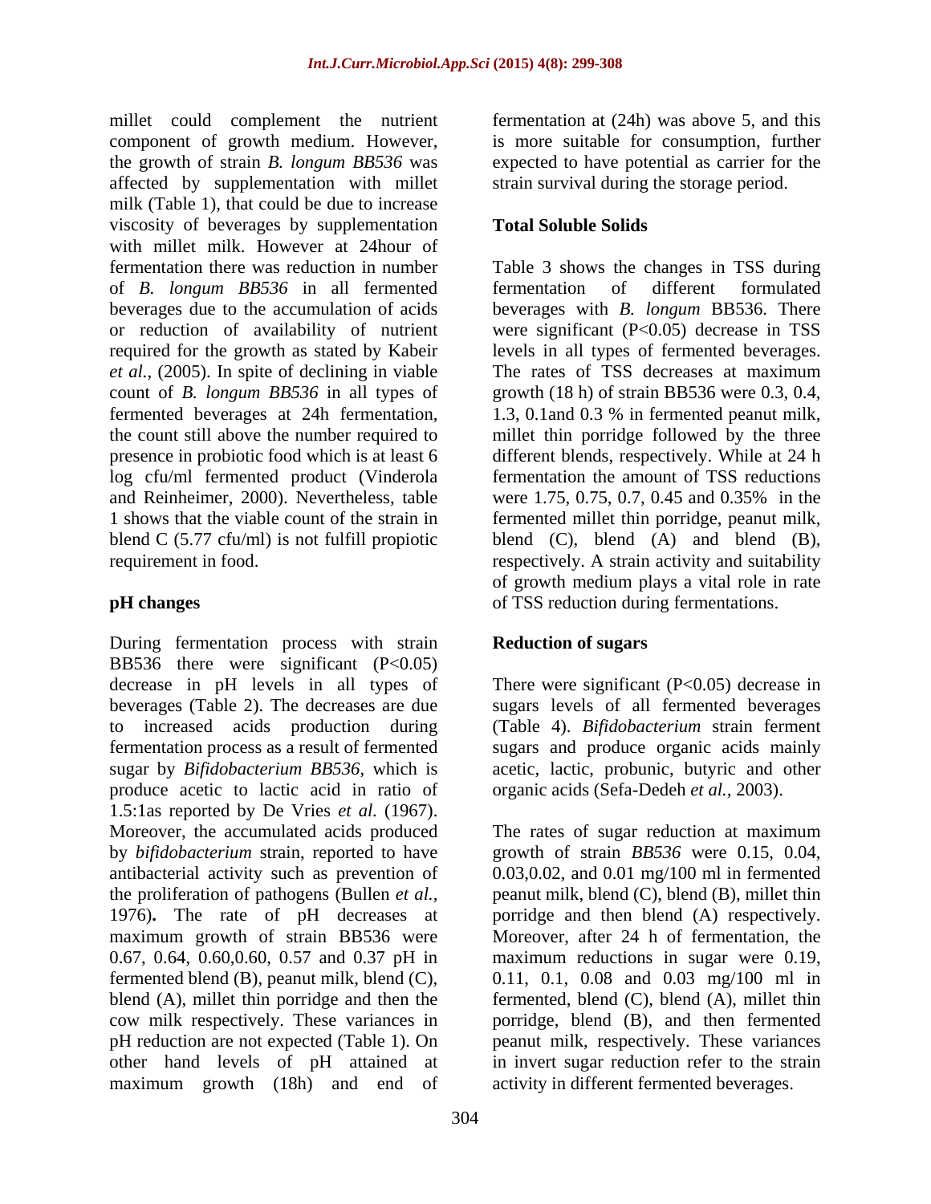millet could complement the nutrient component of growth medium. However, the growth of strain *B. longum BB536* was affected by supplementation with millet milk (Table 1), that could be due to increase viscosity of beverages by supplementation with millet milk. However at 24hour of fermentation there was reduction in number of *B. longum BB536* in all fermented beverages due to the accumulation of acids or reduction of availability of nutrient required for the growth as stated by Kabeir *et al.*, (2005). In spite of declining in viable count of *B. longum BB536* in all types of fermented beverages at 24h fermentation, the count still above the number required to presence in probiotic food which is at least 6 log cfu/ml fermented product (Vinderola and Reinheimer, 2000). Nevertheless, table 1 shows that the viable count of the strain in blend C (5.77 cfu/ml) is not fulfill propiotic requirement in food.

## pH changes

During fermentation process with strain BB536 there were significant (P<0.05) decrease in pH levels in all types of beverages (Table 2). The decreases are due to increased acids production during fermentation process as a result of fermented sugar by *Bifidobacterium BB536*, which is produce acetic to lactic acid in ratio of 1.5:1as reported by De Vries *et al.* (1967). Moreover, the accumulated acids produced by *bifidobacterium* strain, reported to have antibacterial activity such as prevention of the proliferation of pathogens (Bullen *et al.*, 1976)**.** The rate of pH decreases at maximum growth of strain BB536 were 0.67, 0.64, 0.60,0.60, 0.57 and 0.37 pH in fermented blend (B), peanut milk, blend (C), blend (A), millet thin porridge and then the cow milk respectively. These variances in pH reduction are not expected (Table 1). On other hand levels of pH attained at maximum growth (18h) and end of fermentation at (24h) was above 5, and this is more suitable for consumption, further expected to have potential as carrier for the strain survival during the storage period.

## Total Soluble Solids

Table 3 shows the changes in TSS during fermentation of different formulated beverages with *B. longum* BB536. There were significant (P<0.05) decrease in TSS levels in all types of fermented beverages. The rates of TSS decreases at maximum growth (18 h) of strain BB536 were 0.3, 0.4, 1.3, 0.1and 0.3 % in fermented peanut milk, millet thin porridge followed by the three different blends, respectively. While at 24 h fermentation the amount of TSS reductions were 1.75, 0.75, 0.7, 0.45 and 0.35% in the fermented millet thin porridge, peanut milk, blend (C), blend (A) and blend (B), respectively. A strain activity and suitability of growth medium plays a vital role in rate of TSS reduction during fermentations.

## Reduction of sugars

There were significant (P<0.05) decrease in sugars levels of all fermented beverages (Table 4). *Bifidobacterium* strain ferment sugars and produce organic acids mainly acetic, lactic, probunic, butyric and other organic acids (Sefa-Dedeh *et al.*, 2003).

The rates of sugar reduction at maximum growth of strain *BB536* were 0.15, 0.04, 0.03,0.02, and 0.01 mg/100 ml in fermented peanut milk, blend (C), blend (B), millet thin porridge and then blend (A) respectively. Moreover, after 24 h of fermentation, the maximum reductions in sugar were 0.19, 0.11, 0.1, 0.08 and 0.03 mg/100 ml in fermented, blend (C), blend (A), millet thin porridge, blend (B), and then fermented peanut milk, respectively. These variances in invert sugar reduction refer to the strain activity in different fermented beverages.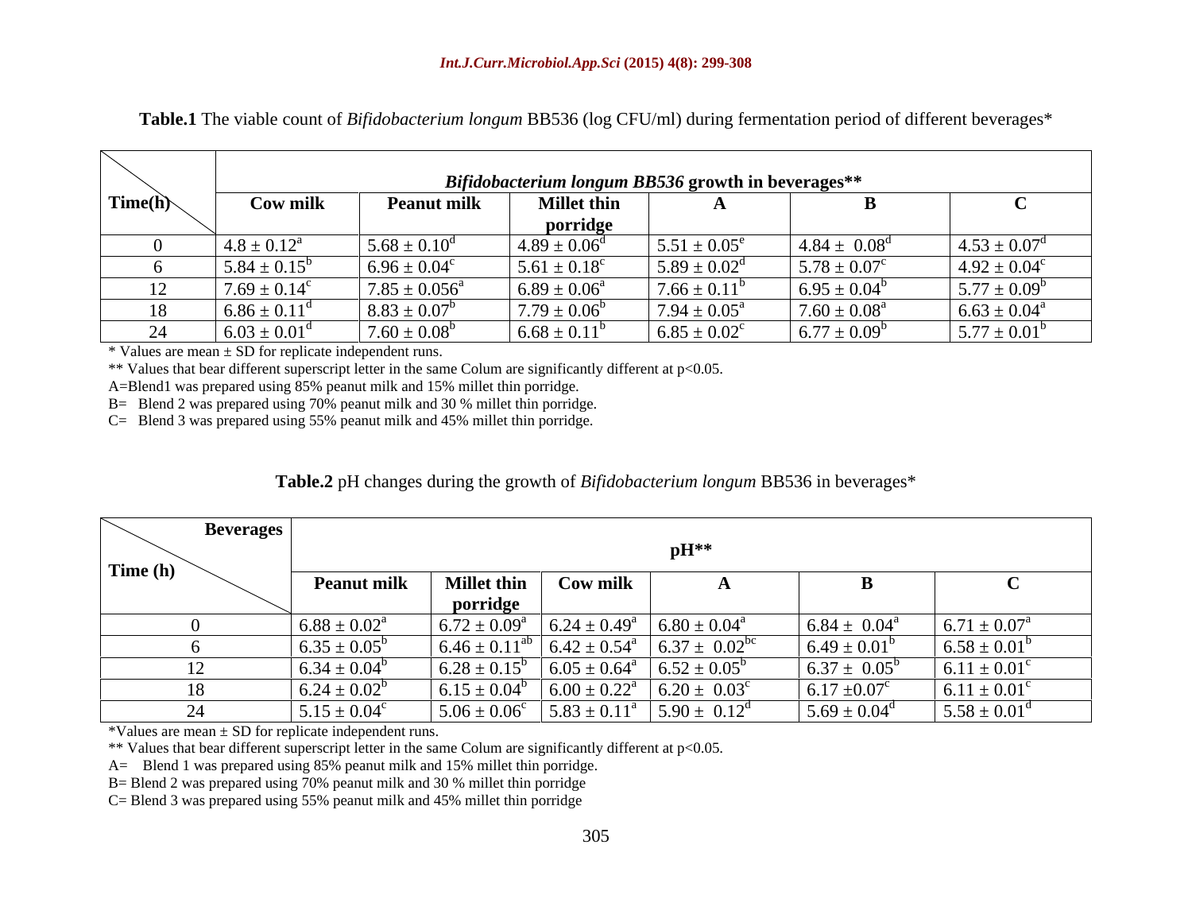**Table.1** The viable count of *Bifidobacterium longum* BB536 (log CFU/ml) during fermentation period of different beverages*

| Time(h) | *Bifidobacterium longum BB536* growth in beverages** | | | | | |
|---|---|---|---|---|---|---|
| | Cow milk | Peanut milk | Millet thin porridge | A | B | C |
| 0 | $4.8 \pm 0.12^a$ | $5.68 \pm 0.10^d$ | $4.89 \pm 0.06^d$ | $5.51 \pm 0.05^e$ | $4.84 \pm 0.08^d$ | $4.53 \pm 0.07^d$ |
| 6 | $5.84 \pm 0.15^b$ | $6.96 \pm 0.04^c$ | $5.61 \pm 0.18^c$ | $5.89 \pm 0.02^d$ | $5.78 \pm 0.07^c$ | $4.92 \pm 0.04^c$ |
| 12 | $7.69 \pm 0.14^c$ | $7.85 \pm 0.056^a$ | $6.89 \pm 0.06^a$ | $7.66 \pm 0.11^b$ | $6.95 \pm 0.04^b$ | $5.77 \pm 0.09^b$ |
| 18 | $6.86 \pm 0.11^d$ | $8.83 \pm 0.07^b$ | $7.79 \pm 0.06^b$ | $7.94 \pm 0.05^a$ | $7.60 \pm 0.08^a$ | $6.63 \pm 0.04^a$ |
| 24 | $6.03 \pm 0.01^d$ | $7.60 \pm 0.08^b$ | $6.68 \pm 0.11^b$ | $6.85 \pm 0.02^c$ | $6.77 \pm 0.09^b$ | $5.77 \pm 0.01^b$ |

\* Values are mean ± SD for replicate independent runs.

** Values that bear different superscript letter in the same Colum are significantly different at $p<0.05$.

A=Blend1 was prepared using 85% peanut milk and 15% millet thin porridge.

B= Blend 2 was prepared using 70% peanut milk and 30 % millet thin porridge.

C= Blend 3 was prepared using 55% peanut milk and 45% millet thin porridge.

**Table.2** pH changes during the growth of *Bifidobacterium longum* BB536 in beverages*

| Beverages / Time (h) | pH** | | | | | |
|---|---|---|---|---|---|---|
| | Peanut milk | Millet thin porridge | Cow milk | A | B | C |
| 0 | $6.88 \pm 0.02^a$ | $6.72 \pm 0.09^a$ | $6.24 \pm 0.49^a$ | $6.80 \pm 0.04^a$ | $6.84 \pm 0.04^a$ | $6.71 \pm 0.07^a$ |
| 6 | $6.35 \pm 0.05^b$ | $6.46 \pm 0.11^{ab}$ | $6.42 \pm 0.54^a$ | $6.37 \pm 0.02^{bc}$ | $6.49 \pm 0.01^b$ | $6.58 \pm 0.01^b$ |
| 12 | $6.34 \pm 0.04^b$ | $6.28 \pm 0.15^b$ | $6.05 \pm 0.64^a$ | $6.52 \pm 0.05^b$ | $6.37 \pm 0.05^b$ | $6.11 \pm 0.01^c$ |
| 18 | $6.24 \pm 0.02^b$ | $6.15 \pm 0.04^b$ | $6.00 \pm 0.22^a$ | $6.20 \pm 0.03^c$ | $6.17 \pm 0.07^c$ | $6.11 \pm 0.01^c$ |
| 24 | $5.15 \pm 0.04^c$ | $5.06 \pm 0.06^c$ | $5.83 \pm 0.11^a$ | $5.90 \pm 0.12^d$ | $5.69 \pm 0.04^d$ | $5.58 \pm 0.01^d$ |

*Values are mean ± SD for replicate independent runs.

** Values that bear different superscript letter in the same Colum are significantly different at $p<0.05$.

A= Blend 1 was prepared using 85% peanut milk and 15% millet thin porridge.

B= Blend 2 was prepared using 70% peanut milk and 30 % millet thin porridge

C= Blend 3 was prepared using 55% peanut milk and 45% millet thin porridge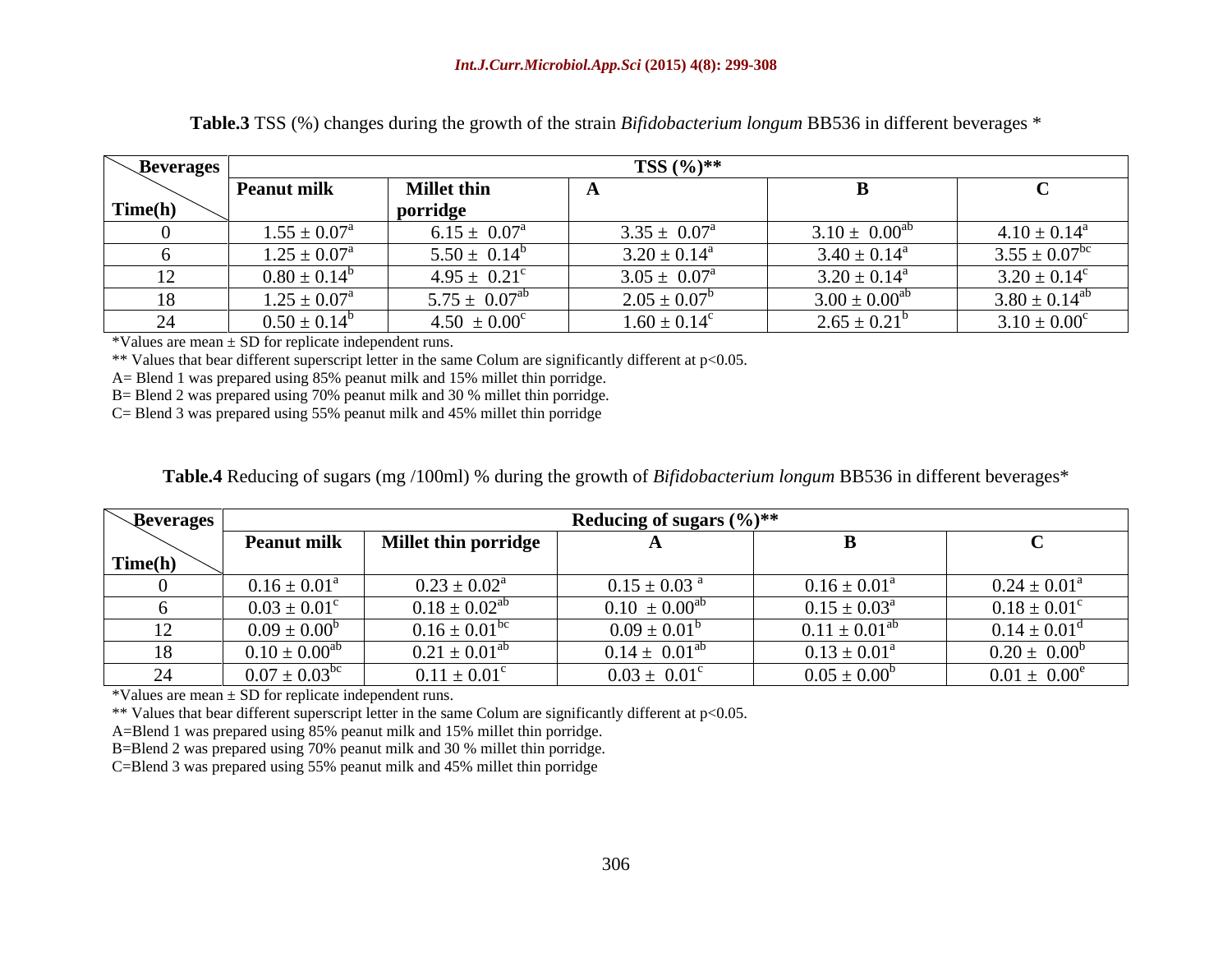**Table.3** TSS (%) changes during the growth of the strain *Bifidobacterium longum* BB536 in different beverages *

| Beverages / Time(h) | TSS (%)** | | | | |
|---|---|---|---|---|---|
| | Peanut milk | Millet thin porridge | A | B | C |
| 0 | $1.55 \pm 0.07^{a}$ | $6.15 \pm 0.07^{a}$ | $3.35 \pm 0.07^{a}$ | $3.10 \pm 0.00^{ab}$ | $4.10 \pm 0.14^{a}$ |
| 6 | $1.25 \pm 0.07^{a}$ | $5.50 \pm 0.14^{b}$ | $3.20 \pm 0.14^{a}$ | $3.40 \pm 0.14^{a}$ | $3.55 \pm 0.07^{bc}$ |
| 12 | $0.80 \pm 0.14^{b}$ | $4.95 \pm 0.21^{c}$ | $3.05 \pm 0.07^{a}$ | $3.20 \pm 0.14^{a}$ | $3.20 \pm 0.14^{c}$ |
| 18 | $1.25 \pm 0.07^{a}$ | $5.75 \pm 0.07^{ab}$ | $2.05 \pm 0.07^{b}$ | $3.00 \pm 0.00^{ab}$ | $3.80 \pm 0.14^{ab}$ |
| 24 | $0.50 \pm 0.14^{b}$ | $4.50 \pm 0.00^{c}$ | $1.60 \pm 0.14^{c}$ | $2.65 \pm 0.21^{b}$ | $3.10 \pm 0.00^{c}$ |

*Values are mean ± SD for replicate independent runs.

** Values that bear different superscript letter in the same Colum are significantly different at $p<0.05$.

A= Blend 1 was prepared using 85% peanut milk and 15% millet thin porridge.

B= Blend 2 was prepared using 70% peanut milk and 30 % millet thin porridge.

C= Blend 3 was prepared using 55% peanut milk and 45% millet thin porridge

**Table.4** Reducing of sugars (mg /100ml) % during the growth of *Bifidobacterium longum* BB536 in different beverages*

| Beverages / Time(h) | Reducing of sugars (%)** | | | | |
|---|---|---|---|---|---|
| | Peanut milk | Millet thin porridge | A | B | C |
| 0 | $0.16 \pm 0.01^{a}$ | $0.23 \pm 0.02^{a}$ | $0.15 \pm 0.03^{a}$ | $0.16 \pm 0.01^{a}$ | $0.24 \pm 0.01^{a}$ |
| 6 | $0.03 \pm 0.01^{c}$ | $0.18 \pm 0.02^{ab}$ | $0.10 \pm 0.00^{ab}$ | $0.15 \pm 0.03^{a}$ | $0.18 \pm 0.01^{c}$ |
| 12 | $0.09 \pm 0.00^{b}$ | $0.16 \pm 0.01^{bc}$ | $0.09 \pm 0.01^{b}$ | $0.11 \pm 0.01^{ab}$ | $0.14 \pm 0.01^{d}$ |
| 18 | $0.10 \pm 0.00^{ab}$ | $0.21 \pm 0.01^{ab}$ | $0.14 \pm 0.01^{ab}$ | $0.13 \pm 0.01^{a}$ | $0.20 \pm 0.00^{b}$ |
| 24 | $0.07 \pm 0.03^{bc}$ | $0.11 \pm 0.01^{c}$ | $0.03 \pm 0.01^{c}$ | $0.05 \pm 0.00^{b}$ | $0.01 \pm 0.00^{e}$ |

*Values are mean ± SD for replicate independent runs.

** Values that bear different superscript letter in the same Colum are significantly different at $p<0.05$.

A=Blend 1 was prepared using 85% peanut milk and 15% millet thin porridge.

B=Blend 2 was prepared using 70% peanut milk and 30 % millet thin porridge.

C=Blend 3 was prepared using 55% peanut milk and 45% millet thin porridge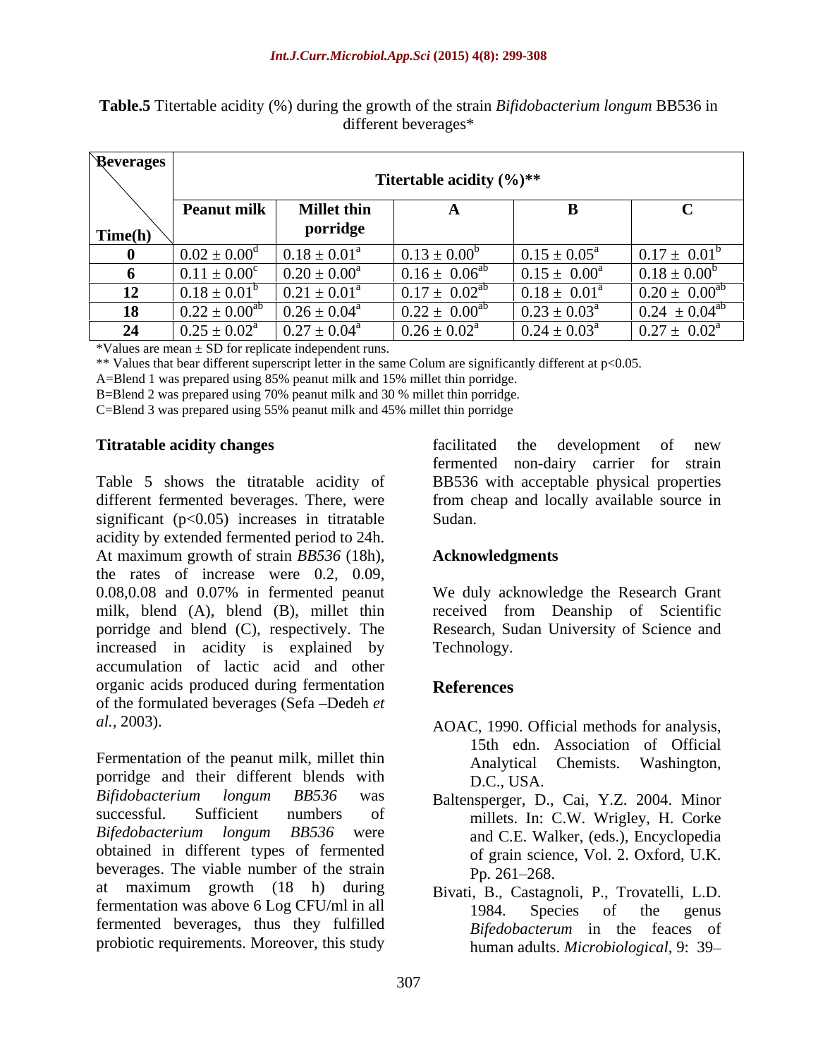**Table.5** Titertable acidity (%) during the growth of the strain *Bifidobacterium longum* BB536 in different beverages*

| Beverages / Time(h) | Titertable acidity (%)** | | | | |
|---|---|---|---|---|---|
| | Peanut milk | Millet thin porridge | A | B | C |
| 0 | $0.02 \pm 0.00^d$ | $0.18 \pm 0.01^a$ | $0.13 \pm 0.00^b$ | $0.15 \pm 0.05^a$ | $0.17 \pm 0.01^b$ |
| 6 | $0.11 \pm 0.00^c$ | $0.20 \pm 0.00^a$ | $0.16 \pm 0.06^{ab}$ | $0.15 \pm 0.00^a$ | $0.18 \pm 0.00^b$ |
| 12 | $0.18 \pm 0.01^b$ | $0.21 \pm 0.01^a$ | $0.17 \pm 0.02^{ab}$ | $0.18 \pm 0.01^a$ | $0.20 \pm 0.00^{ab}$ |
| 18 | $0.22 \pm 0.00^{ab}$ | $0.26 \pm 0.04^a$ | $0.22 \pm 0.00^{ab}$ | $0.23 \pm 0.03^a$ | $0.24 \pm 0.04^{ab}$ |
| 24 | $0.25 \pm 0.02^a$ | $0.27 \pm 0.04^a$ | $0.26 \pm 0.02^a$ | $0.24 \pm 0.03^a$ | $0.27 \pm 0.02^a$ |

*Values are mean ± SD for replicate independent runs.

** Values that bear different superscript letter in the same Colum are significantly different at $p<0.05$.

A=Blend 1 was prepared using 85% peanut milk and 15% millet thin porridge.

B=Blend 2 was prepared using 70% peanut milk and 30 % millet thin porridge.

C=Blend 3 was prepared using 55% peanut milk and 45% millet thin porridge

**Titratable acidity changes**

Table 5 shows the titratable acidity of different fermented beverages. There, were significant ($p<0.05$) increases in titratable acidity by extended fermented period to 24h. At maximum growth of strain *BB536* (18h), the rates of increase were 0.2, 0.09, 0.08,0.08 and 0.07% in fermented peanut milk, blend (A), blend (B), millet thin porridge and blend (C), respectively. The increased in acidity is explained by accumulation of lactic acid and other organic acids produced during fermentation of the formulated beverages (Sefa –Dedeh *et al.,* 2003).

Fermentation of the peanut milk, millet thin porridge and their different blends with *Bifidobacterium longum BB536* was successful. Sufficient numbers of *Bifedobacterium longum BB536* were obtained in different types of fermented beverages. The viable number of the strain at maximum growth (18 h) during fermentation was above 6 Log CFU/ml in all fermented beverages, thus they fulfilled probiotic requirements. Moreover, this study facilitated the development of new fermented non-dairy carrier for strain BB536 with acceptable physical properties from cheap and locally available source in Sudan.

**Acknowledgments**

We duly acknowledge the Research Grant received from Deanship of Scientific Research, Sudan University of Science and Technology.

## References

AOAC, 1990. Official methods for analysis, 15th edn. Association of Official Analytical Chemists. Washington, D.C., USA.

Baltensperger, D., Cai, Y.Z. 2004. Minor millets. In: C.W. Wrigley, H. Corke and C.E. Walker, (eds.), Encyclopedia of grain science, Vol. 2. Oxford, U.K. Pp. 261–268.

Bivati, B., Castagnoli, P., Trovatelli, L.D. 1984. Species of the genus *Bifedobacterum* in the feaces of human adults. *Microbiological,* 9: 39–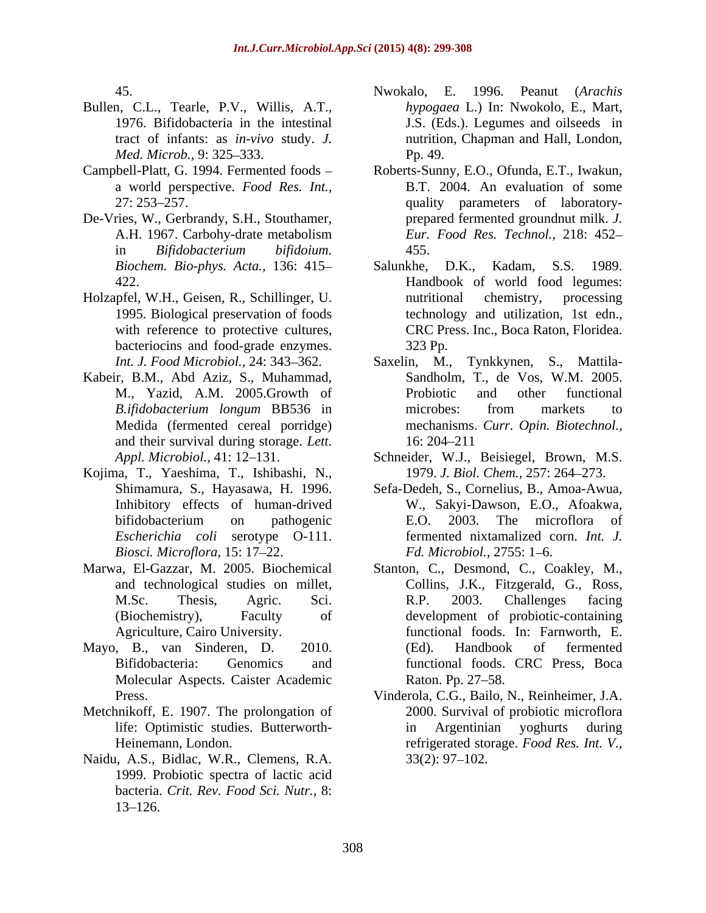45.

Bullen, C.L., Tearle, P.V., Willis, A.T., 1976. Bifidobacteria in the intestinal tract of infants: as *in-vivo* study. *J. Med. Microb.,* 9: 325–333.

Campbell-Platt, G. 1994. Fermented foods – a world perspective. *Food Res. Int.,* 27: 253–257.

De-Vries, W., Gerbrandy, S.H., Stouthamer, A.H. 1967. Carbohy-drate metabolism in *Bifidobacterium bifidoium. Biochem. Bio-phys. Acta.,* 136: 415–422.

Holzapfel, W.H., Geisen, R., Schillinger, U. 1995. Biological preservation of foods with reference to protective cultures, bacteriocins and food-grade enzymes. *Int. J. Food Microbiol.,* 24: 343–362.

Kabeir, B.M., Abd Aziz, S., Muhammad, M., Yazid, A.M. 2005.Growth of *B.ifidobacterium longum* BB536 in Medida (fermented cereal porridge) and their survival during storage. *Lett. Appl. Microbiol.,* 41: 12–131.

Kojima, T., Yaeshima, T., Ishibashi, N., Shimamura, S., Hayasawa, H. 1996. Inhibitory effects of human-drived bifidobacterium on pathogenic *Escherichia coli* serotype O-111. *Biosci. Microflora,* 15: 17–22.

Marwa, El-Gazzar, M. 2005. Biochemical and technological studies on millet, M.Sc. Thesis, Agric. Sci. (Biochemistry), Faculty of Agriculture, Cairo University.

Mayo, B., van Sinderen, D. 2010. Bifidobacteria: Genomics and Molecular Aspects. Caister Academic Press.

Metchnikoff, E. 1907. The prolongation of life: Optimistic studies. Butterworth-Heinemann, London.

Naidu, A.S., Bidlac, W.R., Clemens, R.A. 1999. Probiotic spectra of lactic acid bacteria. *Crit. Rev. Food Sci. Nutr.,* 8: 13–126.

Nwokalo, E. 1996. Peanut (*Arachis hypogaea* L.) In: Nwokolo, E., Mart, J.S. (Eds.). Legumes and oilseeds in nutrition, Chapman and Hall, London, Pp. 49.

Roberts-Sunny, E.O., Ofunda, E.T., Iwakun, B.T. 2004. An evaluation of some quality parameters of laboratory-prepared fermented groundnut milk. *J. Eur. Food Res. Technol.,* 218: 452–455.

Salunkhe, D.K., Kadam, S.S. 1989. Handbook of world food legumes: nutritional chemistry, processing technology and utilization, 1st edn., CRC Press. Inc., Boca Raton, Floridea. 323 Pp.

Saxelin, M., Tynkkynen, S., Mattila-Sandholm, T., de Vos, W.M. 2005. Probiotic and other functional microbes: from markets to mechanisms. *Curr. Opin. Biotechnol.,* 16: 204–211

Schneider, W.J., Beisiegel, Brown, M.S. 1979. *J. Biol. Chem.,* 257: 264–273.

Sefa-Dedeh, S., Cornelius, B., Amoa-Awua, W., Sakyi-Dawson, E.O., Afoakwa, E.O. 2003. The microflora of fermented nixtamalized corn. *Int. J. Fd. Microbiol.,* 2755: 1–6.

Stanton, C., Desmond, C., Coakley, M., Collins, J.K., Fitzgerald, G., Ross, R.P. 2003. Challenges facing development of probiotic-containing functional foods. In: Farnworth, E. (Ed). Handbook of fermented functional foods. CRC Press, Boca Raton. Pp. 27–58.

Vinderola, C.G., Bailo, N., Reinheimer, J.A. 2000. Survival of probiotic microflora in Argentinian yoghurts during refrigerated storage. *Food Res. Int. V.,* 33(2): 97–102.